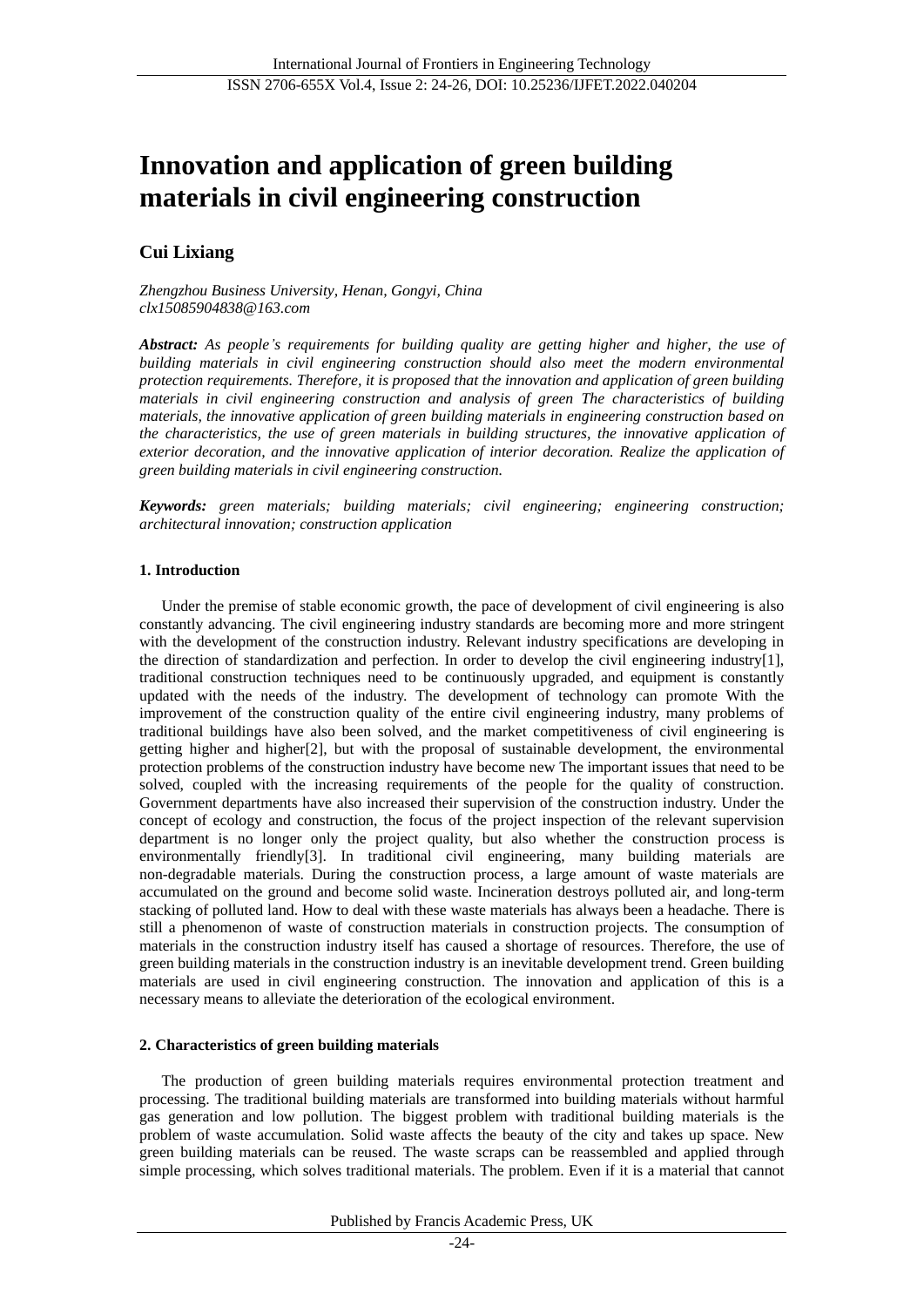# Innovation and application of green building materials in civil engineering construction

**Cui Lixiang**

*Zhengzhou Business University, Henan, Gongyi, China*
*clx15085904838@163.com*

***Abstract:*** *As people's requirements for building quality are getting higher and higher, the use of building materials in civil engineering construction should also meet the modern environmental protection requirements. Therefore, it is proposed that the innovation and application of green building materials in civil engineering construction and analysis of green The characteristics of building materials, the innovative application of green building materials in engineering construction based on the characteristics, the use of green materials in building structures, the innovative application of exterior decoration, and the innovative application of interior decoration. Realize the application of green building materials in civil engineering construction.*

***Keywords:*** *green materials; building materials; civil engineering; engineering construction; architectural innovation; construction application*

## 1. Introduction

Under the premise of stable economic growth, the pace of development of civil engineering is also constantly advancing. The civil engineering industry standards are becoming more and more stringent with the development of the construction industry. Relevant industry specifications are developing in the direction of standardization and perfection. In order to develop the civil engineering industry[1], traditional construction techniques need to be continuously upgraded, and equipment is constantly updated with the needs of the industry. The development of technology can promote With the improvement of the construction quality of the entire civil engineering industry, many problems of traditional buildings have also been solved, and the market competitiveness of civil engineering is getting higher and higher[2], but with the proposal of sustainable development, the environmental protection problems of the construction industry have become new The important issues that need to be solved, coupled with the increasing requirements of the people for the quality of construction. Government departments have also increased their supervision of the construction industry. Under the concept of ecology and construction, the focus of the project inspection of the relevant supervision department is no longer only the project quality, but also whether the construction process is environmentally friendly[3]. In traditional civil engineering, many building materials are non-degradable materials. During the construction process, a large amount of waste materials are accumulated on the ground and become solid waste. Incineration destroys polluted air, and long-term stacking of polluted land. How to deal with these waste materials has always been a headache. There is still a phenomenon of waste of construction materials in construction projects. The consumption of materials in the construction industry itself has caused a shortage of resources. Therefore, the use of green building materials in the construction industry is an inevitable development trend. Green building materials are used in civil engineering construction. The innovation and application of this is a necessary means to alleviate the deterioration of the ecological environment.

## 2. Characteristics of green building materials

The production of green building materials requires environmental protection treatment and processing. The traditional building materials are transformed into building materials without harmful gas generation and low pollution. The biggest problem with traditional building materials is the problem of waste accumulation. Solid waste affects the beauty of the city and takes up space. New green building materials can be reused. The waste scraps can be reassembled and applied through simple processing, which solves traditional materials. The problem. Even if it is a material that cannot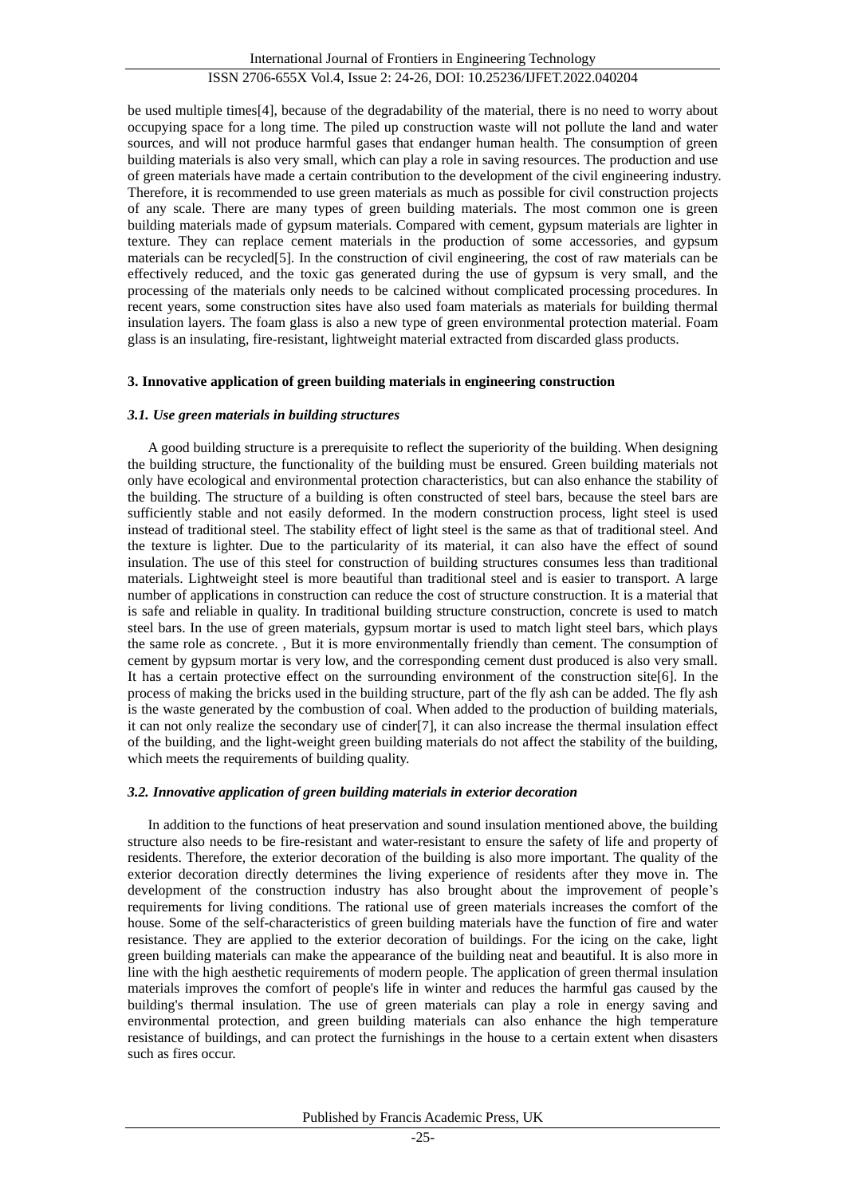be used multiple times[4], because of the degradability of the material, there is no need to worry about occupying space for a long time. The piled up construction waste will not pollute the land and water sources, and will not produce harmful gases that endanger human health. The consumption of green building materials is also very small, which can play a role in saving resources. The production and use of green materials have made a certain contribution to the development of the civil engineering industry. Therefore, it is recommended to use green materials as much as possible for civil construction projects of any scale. There are many types of green building materials. The most common one is green building materials made of gypsum materials. Compared with cement, gypsum materials are lighter in texture. They can replace cement materials in the production of some accessories, and gypsum materials can be recycled[5]. In the construction of civil engineering, the cost of raw materials can be effectively reduced, and the toxic gas generated during the use of gypsum is very small, and the processing of the materials only needs to be calcined without complicated processing procedures. In recent years, some construction sites have also used foam materials as materials for building thermal insulation layers. The foam glass is also a new type of green environmental protection material. Foam glass is an insulating, fire-resistant, lightweight material extracted from discarded glass products.

## 3. Innovative application of green building materials in engineering construction

### *3.1. Use green materials in building structures*

A good building structure is a prerequisite to reflect the superiority of the building. When designing the building structure, the functionality of the building must be ensured. Green building materials not only have ecological and environmental protection characteristics, but can also enhance the stability of the building. The structure of a building is often constructed of steel bars, because the steel bars are sufficiently stable and not easily deformed. In the modern construction process, light steel is used instead of traditional steel. The stability effect of light steel is the same as that of traditional steel. And the texture is lighter. Due to the particularity of its material, it can also have the effect of sound insulation. The use of this steel for construction of building structures consumes less than traditional materials. Lightweight steel is more beautiful than traditional steel and is easier to transport. A large number of applications in construction can reduce the cost of structure construction. It is a material that is safe and reliable in quality. In traditional building structure construction, concrete is used to match steel bars. In the use of green materials, gypsum mortar is used to match light steel bars, which plays the same role as concrete. , But it is more environmentally friendly than cement. The consumption of cement by gypsum mortar is very low, and the corresponding cement dust produced is also very small. It has a certain protective effect on the surrounding environment of the construction site[6]. In the process of making the bricks used in the building structure, part of the fly ash can be added. The fly ash is the waste generated by the combustion of coal. When added to the production of building materials, it can not only realize the secondary use of cinder[7], it can also increase the thermal insulation effect of the building, and the light-weight green building materials do not affect the stability of the building, which meets the requirements of building quality.

### *3.2. Innovative application of green building materials in exterior decoration*

In addition to the functions of heat preservation and sound insulation mentioned above, the building structure also needs to be fire-resistant and water-resistant to ensure the safety of life and property of residents. Therefore, the exterior decoration of the building is also more important. The quality of the exterior decoration directly determines the living experience of residents after they move in. The development of the construction industry has also brought about the improvement of people's requirements for living conditions. The rational use of green materials increases the comfort of the house. Some of the self-characteristics of green building materials have the function of fire and water resistance. They are applied to the exterior decoration of buildings. For the icing on the cake, light green building materials can make the appearance of the building neat and beautiful. It is also more in line with the high aesthetic requirements of modern people. The application of green thermal insulation materials improves the comfort of people's life in winter and reduces the harmful gas caused by the building's thermal insulation. The use of green materials can play a role in energy saving and environmental protection, and green building materials can also enhance the high temperature resistance of buildings, and can protect the furnishings in the house to a certain extent when disasters such as fires occur.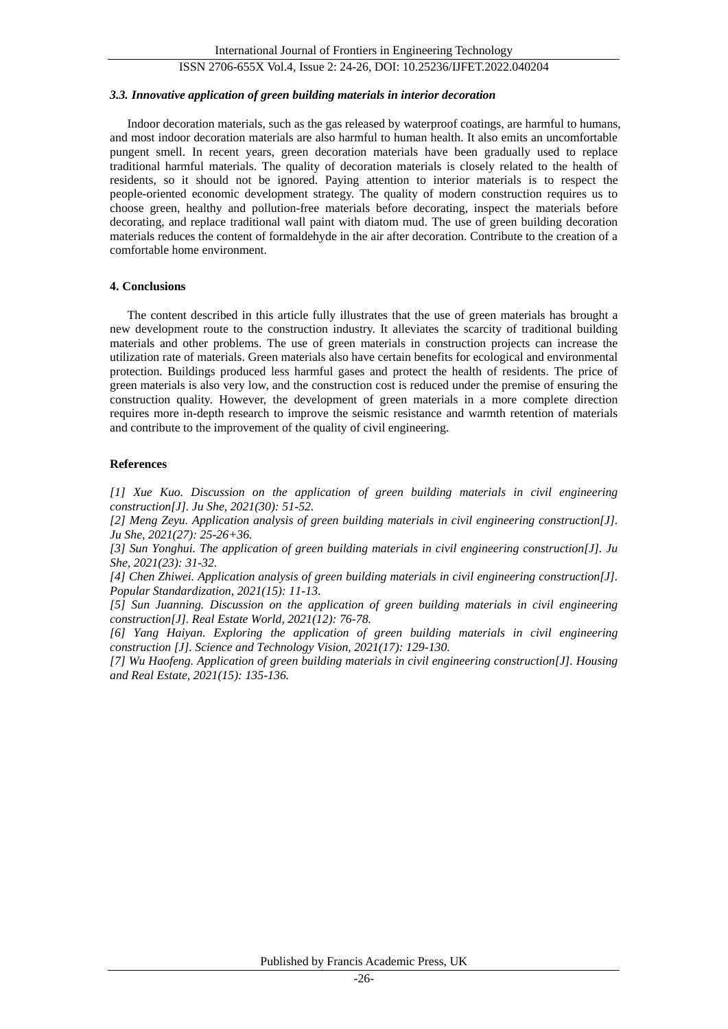### *3.3. Innovative application of green building materials in interior decoration*

Indoor decoration materials, such as the gas released by waterproof coatings, are harmful to humans, and most indoor decoration materials are also harmful to human health. It also emits an uncomfortable pungent smell. In recent years, green decoration materials have been gradually used to replace traditional harmful materials. The quality of decoration materials is closely related to the health of residents, so it should not be ignored. Paying attention to interior materials is to respect the people-oriented economic development strategy. The quality of modern construction requires us to choose green, healthy and pollution-free materials before decorating, inspect the materials before decorating, and replace traditional wall paint with diatom mud. The use of green building decoration materials reduces the content of formaldehyde in the air after decoration. Contribute to the creation of a comfortable home environment.

## 4. Conclusions

The content described in this article fully illustrates that the use of green materials has brought a new development route to the construction industry. It alleviates the scarcity of traditional building materials and other problems. The use of green materials in construction projects can increase the utilization rate of materials. Green materials also have certain benefits for ecological and environmental protection. Buildings produced less harmful gases and protect the health of residents. The price of green materials is also very low, and the construction cost is reduced under the premise of ensuring the construction quality. However, the development of green materials in a more complete direction requires more in-depth research to improve the seismic resistance and warmth retention of materials and contribute to the improvement of the quality of civil engineering.

## References

*[1] Xue Kuo. Discussion on the application of green building materials in civil engineering construction[J]. Ju She, 2021(30): 51-52.*

*[2] Meng Zeyu. Application analysis of green building materials in civil engineering construction[J]. Ju She, 2021(27): 25-26+36.*

*[3] Sun Yonghui. The application of green building materials in civil engineering construction[J]. Ju She, 2021(23): 31-32.*

*[4] Chen Zhiwei. Application analysis of green building materials in civil engineering construction[J]. Popular Standardization, 2021(15): 11-13.*

*[5] Sun Juanning. Discussion on the application of green building materials in civil engineering construction[J]. Real Estate World, 2021(12): 76-78.*

*[6] Yang Haiyan. Exploring the application of green building materials in civil engineering construction [J]. Science and Technology Vision, 2021(17): 129-130.*

*[7] Wu Haofeng. Application of green building materials in civil engineering construction[J]. Housing and Real Estate, 2021(15): 135-136.*